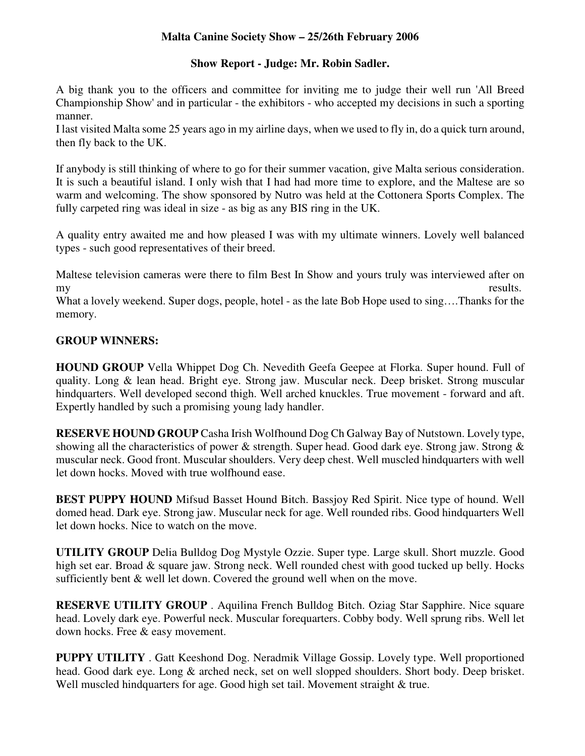**Malta Canine Society Show – 25/26th February 2006**

**Show Report - Judge: Mr. Robin Sadler.**

A big thank you to the officers and committee for inviting me to judge their well run 'All Breed Championship Show' and in particular - the exhibitors - who accepted my decisions in such a sporting manner.

I last visited Malta some 25 years ago in my airline days, when we used to fly in, do a quick turn around, then fly back to the UK.

If anybody is still thinking of where to go for their summer vacation, give Malta serious consideration. It is such a beautiful island. I only wish that I had had more time to explore, and the Maltese are so warm and welcoming. The show sponsored by Nutro was held at the Cottonera Sports Complex. The fully carpeted ring was ideal in size - as big as any BIS ring in the UK.

A quality entry awaited me and how pleased I was with my ultimate winners. Lovely well balanced types - such good representatives of their breed.

Maltese television cameras were there to film Best In Show and yours truly was interviewed after on my results.

What a lovely weekend. Super dogs, people, hotel - as the late Bob Hope used to sing….Thanks for the memory.

**GROUP WINNERS:**

**HOUND GROUP** Vella Whippet Dog Ch. Nevedith Geefa Geepee at Florka. Super hound. Full of quality. Long & lean head. Bright eye. Strong jaw. Muscular neck. Deep brisket. Strong muscular hindquarters. Well developed second thigh. Well arched knuckles. True movement - forward and aft. Expertly handled by such a promising young lady handler.

**RESERVE HOUND GROUP** Casha Irish Wolfhound Dog Ch Galway Bay of Nutstown. Lovely type, showing all the characteristics of power & strength. Super head. Good dark eye. Strong jaw. Strong & muscular neck. Good front. Muscular shoulders. Very deep chest. Well muscled hindquarters with well let down hocks. Moved with true wolfhound ease.

**BEST PUPPY HOUND** Mifsud Basset Hound Bitch. Bassjoy Red Spirit. Nice type of hound. Well domed head. Dark eye. Strong jaw. Muscular neck for age. Well rounded ribs. Good hindquarters Well let down hocks. Nice to watch on the move.

**UTILITY GROUP** Delia Bulldog Dog Mystyle Ozzie. Super type. Large skull. Short muzzle. Good high set ear. Broad & square jaw. Strong neck. Well rounded chest with good tucked up belly. Hocks sufficiently bent & well let down. Covered the ground well when on the move.

**RESERVE UTILITY GROUP** . Aquilina French Bulldog Bitch. Oziag Star Sapphire. Nice square head. Lovely dark eye. Powerful neck. Muscular forequarters. Cobby body. Well sprung ribs. Well let down hocks. Free & easy movement.

**PUPPY UTILITY** . Gatt Keeshond Dog. Neradmik Village Gossip. Lovely type. Well proportioned head. Good dark eye. Long & arched neck, set on well slopped shoulders. Short body. Deep brisket. Well muscled hindquarters for age. Good high set tail. Movement straight & true.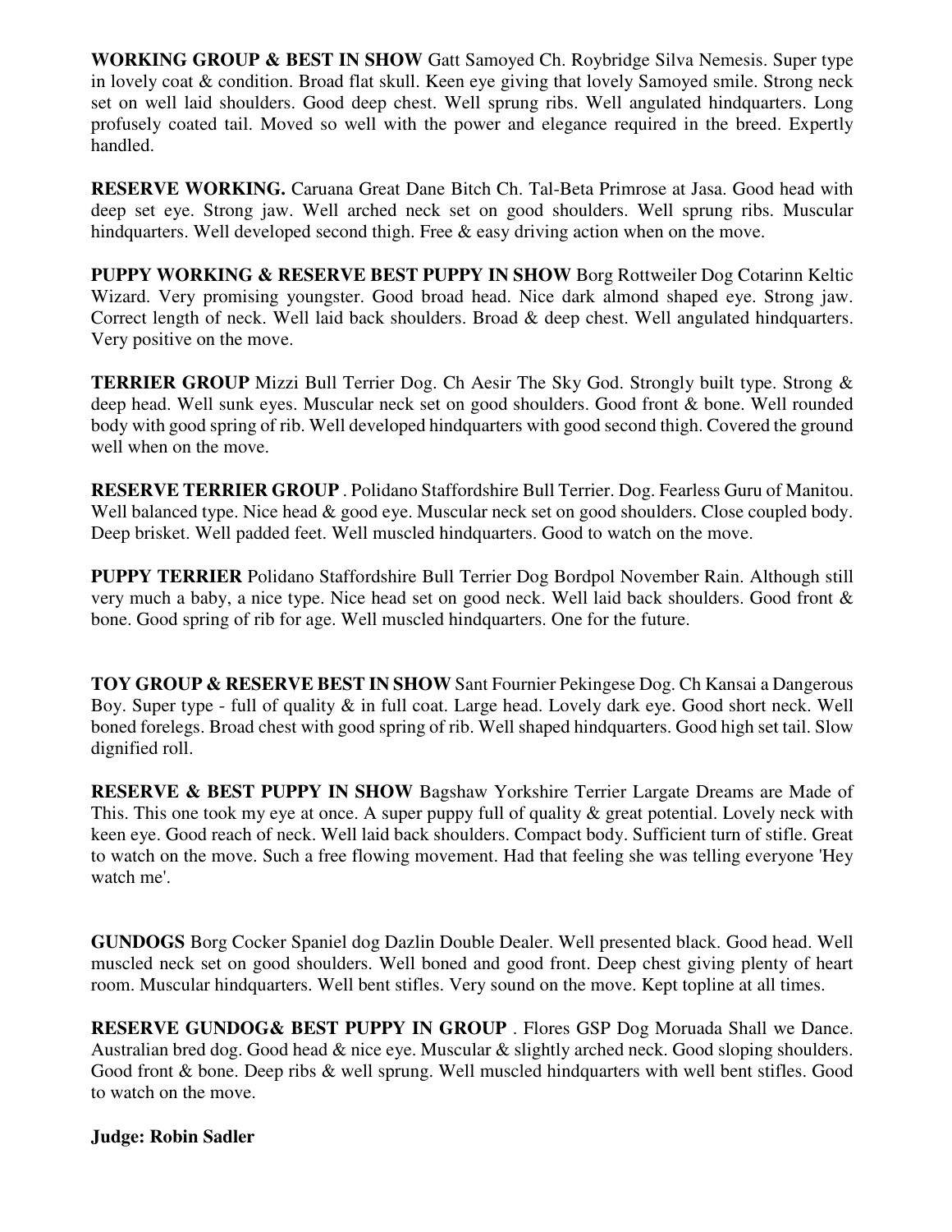**WORKING GROUP & BEST IN SHOW** Gatt Samoyed Ch. Roybridge Silva Nemesis. Super type in lovely coat & condition. Broad flat skull. Keen eye giving that lovely Samoyed smile. Strong neck set on well laid shoulders. Good deep chest. Well sprung ribs. Well angulated hindquarters. Long profusely coated tail. Moved so well with the power and elegance required in the breed. Expertly handled.

**RESERVE WORKING.** Caruana Great Dane Bitch Ch. Tal-Beta Primrose at Jasa. Good head with deep set eye. Strong jaw. Well arched neck set on good shoulders. Well sprung ribs. Muscular hindquarters. Well developed second thigh. Free & easy driving action when on the move.

**PUPPY WORKING & RESERVE BEST PUPPY IN SHOW** Borg Rottweiler Dog Cotarinn Keltic Wizard. Very promising youngster. Good broad head. Nice dark almond shaped eye. Strong jaw. Correct length of neck. Well laid back shoulders. Broad & deep chest. Well angulated hindquarters. Very positive on the move.

**TERRIER GROUP** Mizzi Bull Terrier Dog. Ch Aesir The Sky God. Strongly built type. Strong & deep head. Well sunk eyes. Muscular neck set on good shoulders. Good front & bone. Well rounded body with good spring of rib. Well developed hindquarters with good second thigh. Covered the ground well when on the move.

**RESERVE TERRIER GROUP** . Polidano Staffordshire Bull Terrier. Dog. Fearless Guru of Manitou. Well balanced type. Nice head & good eye. Muscular neck set on good shoulders. Close coupled body. Deep brisket. Well padded feet. Well muscled hindquarters. Good to watch on the move.

**PUPPY TERRIER** Polidano Staffordshire Bull Terrier Dog Bordpol November Rain. Although still very much a baby, a nice type. Nice head set on good neck. Well laid back shoulders. Good front & bone. Good spring of rib for age. Well muscled hindquarters. One for the future.

**TOY GROUP & RESERVE BEST IN SHOW** Sant Fournier Pekingese Dog. Ch Kansai a Dangerous Boy. Super type - full of quality & in full coat. Large head. Lovely dark eye. Good short neck. Well boned forelegs. Broad chest with good spring of rib. Well shaped hindquarters. Good high set tail. Slow dignified roll.

**RESERVE & BEST PUPPY IN SHOW** Bagshaw Yorkshire Terrier Largate Dreams are Made of This. This one took my eye at once. A super puppy full of quality & great potential. Lovely neck with keen eye. Good reach of neck. Well laid back shoulders. Compact body. Sufficient turn of stifle. Great to watch on the move. Such a free flowing movement. Had that feeling she was telling everyone 'Hey watch me'.

**GUNDOGS** Borg Cocker Spaniel dog Dazlin Double Dealer. Well presented black. Good head. Well muscled neck set on good shoulders. Well boned and good front. Deep chest giving plenty of heart room. Muscular hindquarters. Well bent stifles. Very sound on the move. Kept topline at all times.

**RESERVE GUNDOG& BEST PUPPY IN GROUP** . Flores GSP Dog Moruada Shall we Dance. Australian bred dog. Good head & nice eye. Muscular & slightly arched neck. Good sloping shoulders. Good front & bone. Deep ribs & well sprung. Well muscled hindquarters with well bent stifles. Good to watch on the move.

**Judge: Robin Sadler**